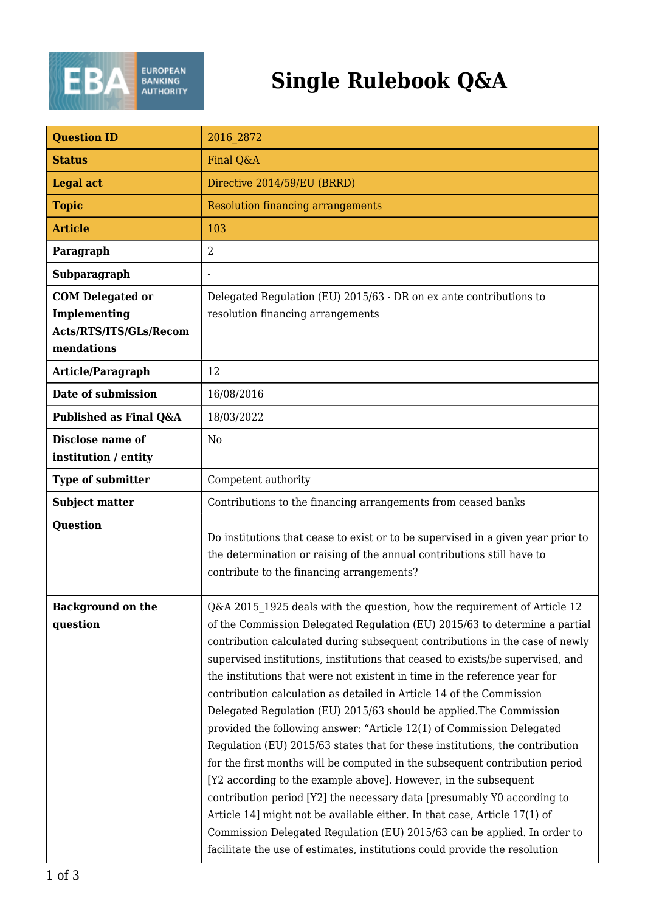# Single Rulebook Q&A

| Question ID | 2016_2872 |
|---|---|
| Status | Final Q&A |
| Legal act | Directive 2014/59/EU (BRRD) |
| Topic | Resolution financing arrangements |
| Article | 103 |
| Paragraph | 2 |
| Subparagraph | - |
| COM Delegated or Implementing Acts/RTS/ITS/GLs/Recommendations | Delegated Regulation (EU) 2015/63 - DR on ex ante contributions to resolution financing arrangements |
| Article/Paragraph | 12 |
| Date of submission | 16/08/2016 |
| Published as Final Q&A | 18/03/2022 |
| Disclose name of institution / entity | No |
| Type of submitter | Competent authority |
| Subject matter | Contributions to the financing arrangements from ceased banks |
| Question | Do institutions that cease to exist or to be supervised in a given year prior to the determination or raising of the annual contributions still have to contribute to the financing arrangements? |
| Background on the question | Q&A 2015_1925 deals with the question, how the requirement of Article 12 of the Commission Delegated Regulation (EU) 2015/63 to determine a partial contribution calculated during subsequent contributions in the case of newly supervised institutions, institutions that ceased to exists/be supervised, and the institutions that were not existent in time in the reference year for contribution calculation as detailed in Article 14 of the Commission Delegated Regulation (EU) 2015/63 should be applied.The Commission provided the following answer: "Article 12(1) of Commission Delegated Regulation (EU) 2015/63 states that for these institutions, the contribution for the first months will be computed in the subsequent contribution period [Y2 according to the example above]. However, in the subsequent contribution period [Y2] the necessary data [presumably Y0 according to Article 14] might not be available either. In that case, Article 17(1) of Commission Delegated Regulation (EU) 2015/63 can be applied. In order to facilitate the use of estimates, institutions could provide the resolution |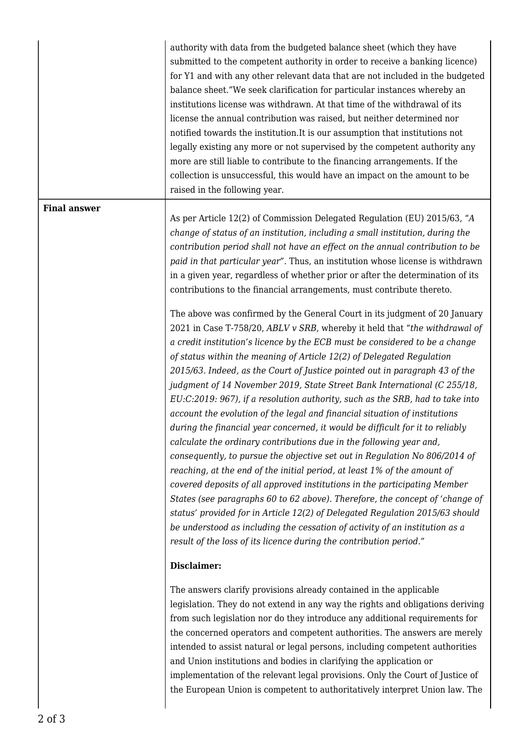| | |
|---|---|
| | authority with data from the budgeted balance sheet (which they have submitted to the competent authority in order to receive a banking licence) for Y1 and with any other relevant data that are not included in the budgeted balance sheet."We seek clarification for particular instances whereby an institutions license was withdrawn. At that time of the withdrawal of its license the annual contribution was raised, but neither determined nor notified towards the institution.It is our assumption that institutions not legally existing any more or not supervised by the competent authority any more are still liable to contribute to the financing arrangements. If the collection is unsuccessful, this would have an impact on the amount to be raised in the following year. |
| **Final answer** | As per Article 12(2) of Commission Delegated Regulation (EU) 2015/63, "*A change of status of an institution, including a small institution, during the contribution period shall not have an effect on the annual contribution to be paid in that particular year*". Thus, an institution whose license is withdrawn in a given year, regardless of whether prior or after the determination of its contributions to the financial arrangements, must contribute thereto.<br><br>The above was confirmed by the General Court in its judgment of 20 January 2021 in Case T-758/20, *ABLV v SRB*, whereby it held that "*the withdrawal of a credit institution's licence by the ECB must be considered to be a change of status within the meaning of Article 12(2) of Delegated Regulation 2015/63. Indeed, as the Court of Justice pointed out in paragraph 43 of the judgment of 14 November 2019, State Street Bank International (C 255/18, EU:C:2019: 967), if a resolution authority, such as the SRB, had to take into account the evolution of the legal and financial situation of institutions during the financial year concerned, it would be difficult for it to reliably calculate the ordinary contributions due in the following year and, consequently, to pursue the objective set out in Regulation No 806/2014 of reaching, at the end of the initial period, at least 1% of the amount of covered deposits of all approved institutions in the participating Member States (see paragraphs 60 to 62 above). Therefore, the concept of 'change of status' provided for in Article 12(2) of Delegated Regulation 2015/63 should be understood as including the cessation of activity of an institution as a result of the loss of its licence during the contribution period.*"<br><br>**Disclaimer:**<br><br>The answers clarify provisions already contained in the applicable legislation. They do not extend in any way the rights and obligations deriving from such legislation nor do they introduce any additional requirements for the concerned operators and competent authorities. The answers are merely intended to assist natural or legal persons, including competent authorities and Union institutions and bodies in clarifying the application or implementation of the relevant legal provisions. Only the Court of Justice of the European Union is competent to authoritatively interpret Union law. The |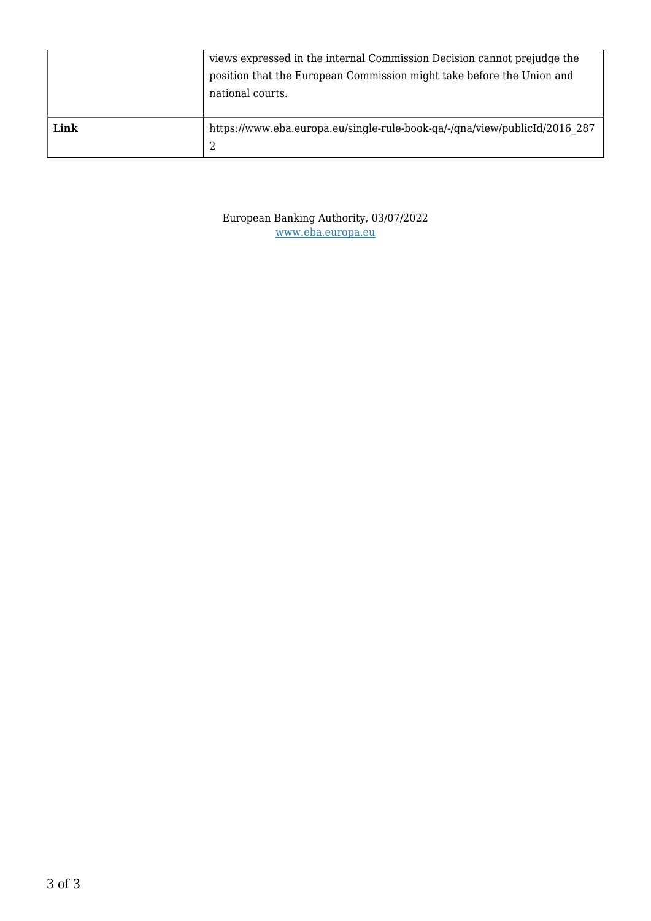| | |
|---|---|
| | views expressed in the internal Commission Decision cannot prejudge the position that the European Commission might take before the Union and national courts. |
| **Link** | https://www.eba.europa.eu/single-rule-book-qa/-/qna/view/publicId/2016_2872 |

European Banking Authority, 03/07/2022
www.eba.europa.eu